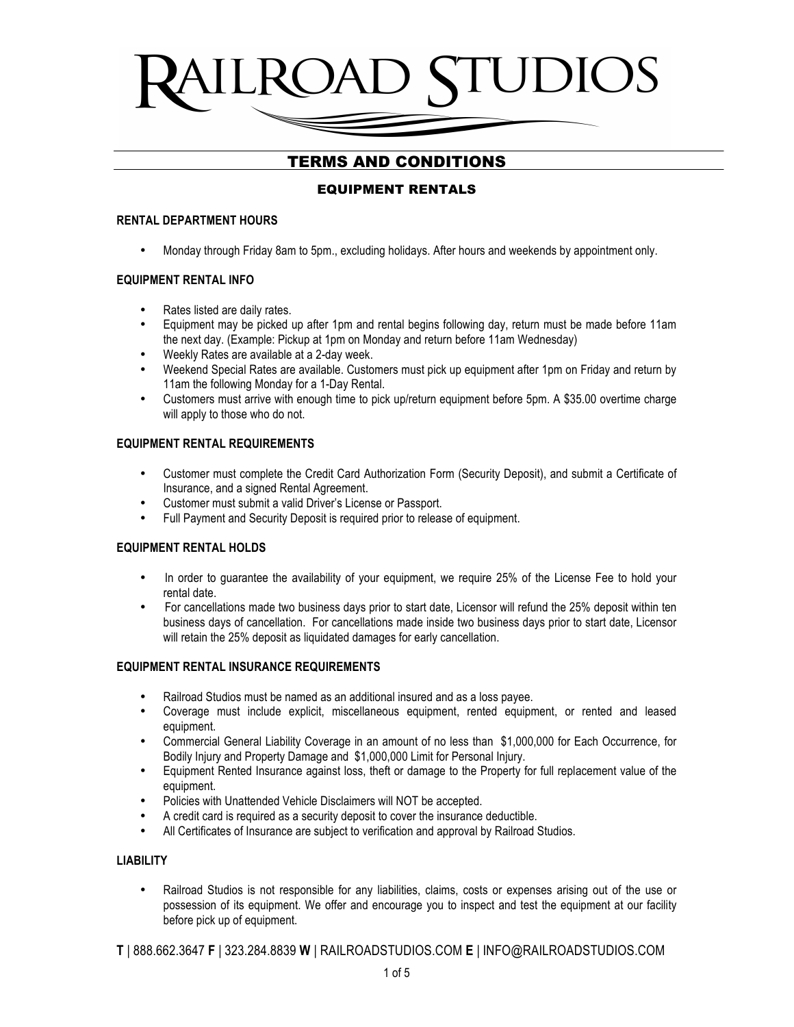# RAILROAD STUDIOS

## TERMS AND CONDITIONS

### EQUIPMENT RENTALS

**RENTAL DEPARTMENT HOURS**

- Monday through Friday 8am to 5pm., excluding holidays. After hours and weekends by appointment only.

**EQUIPMENT RENTAL INFO**

- Rates listed are daily rates.
- Equipment may be picked up after 1pm and rental begins following day, return must be made before 11am the next day. (Example: Pickup at 1pm on Monday and return before 11am Wednesday)
- Weekly Rates are available at a 2-day week.
- Weekend Special Rates are available. Customers must pick up equipment after 1pm on Friday and return by 11am the following Monday for a 1-Day Rental.
- Customers must arrive with enough time to pick up/return equipment before 5pm. A $35.00 overtime charge will apply to those who do not.

**EQUIPMENT RENTAL REQUIREMENTS**

- Customer must complete the Credit Card Authorization Form (Security Deposit), and submit a Certificate of Insurance, and a signed Rental Agreement.
- Customer must submit a valid Driver's License or Passport.
- Full Payment and Security Deposit is required prior to release of equipment.

**EQUIPMENT RENTAL HOLDS**

- In order to guarantee the availability of your equipment, we require 25% of the License Fee to hold your rental date.
- For cancellations made two business days prior to start date, Licensor will refund the 25% deposit within ten business days of cancellation. For cancellations made inside two business days prior to start date, Licensor will retain the 25% deposit as liquidated damages for early cancellation.

**EQUIPMENT RENTAL INSURANCE REQUIREMENTS**

- Railroad Studios must be named as an additional insured and as a loss payee.
- Coverage must include explicit, miscellaneous equipment, rented equipment, or rented and leased equipment.
- Commercial General Liability Coverage in an amount of no less than $1,000,000 for Each Occurrence, for Bodily Injury and Property Damage and $1,000,000 Limit for Personal Injury.
- Equipment Rented Insurance against loss, theft or damage to the Property for full replacement value of the equipment.
- Policies with Unattended Vehicle Disclaimers will NOT be accepted.
- A credit card is required as a security deposit to cover the insurance deductible.
- All Certificates of Insurance are subject to verification and approval by Railroad Studios.

**LIABILITY**

- Railroad Studios is not responsible for any liabilities, claims, costs or expenses arising out of the use or possession of its equipment. We offer and encourage you to inspect and test the equipment at our facility before pick up of equipment.

**T** | 888.662.3647 **F** | 323.284.8839 **W** | RAILROADSTUDIOS.COM **E** | INFO@RAILROADSTUDIOS.COM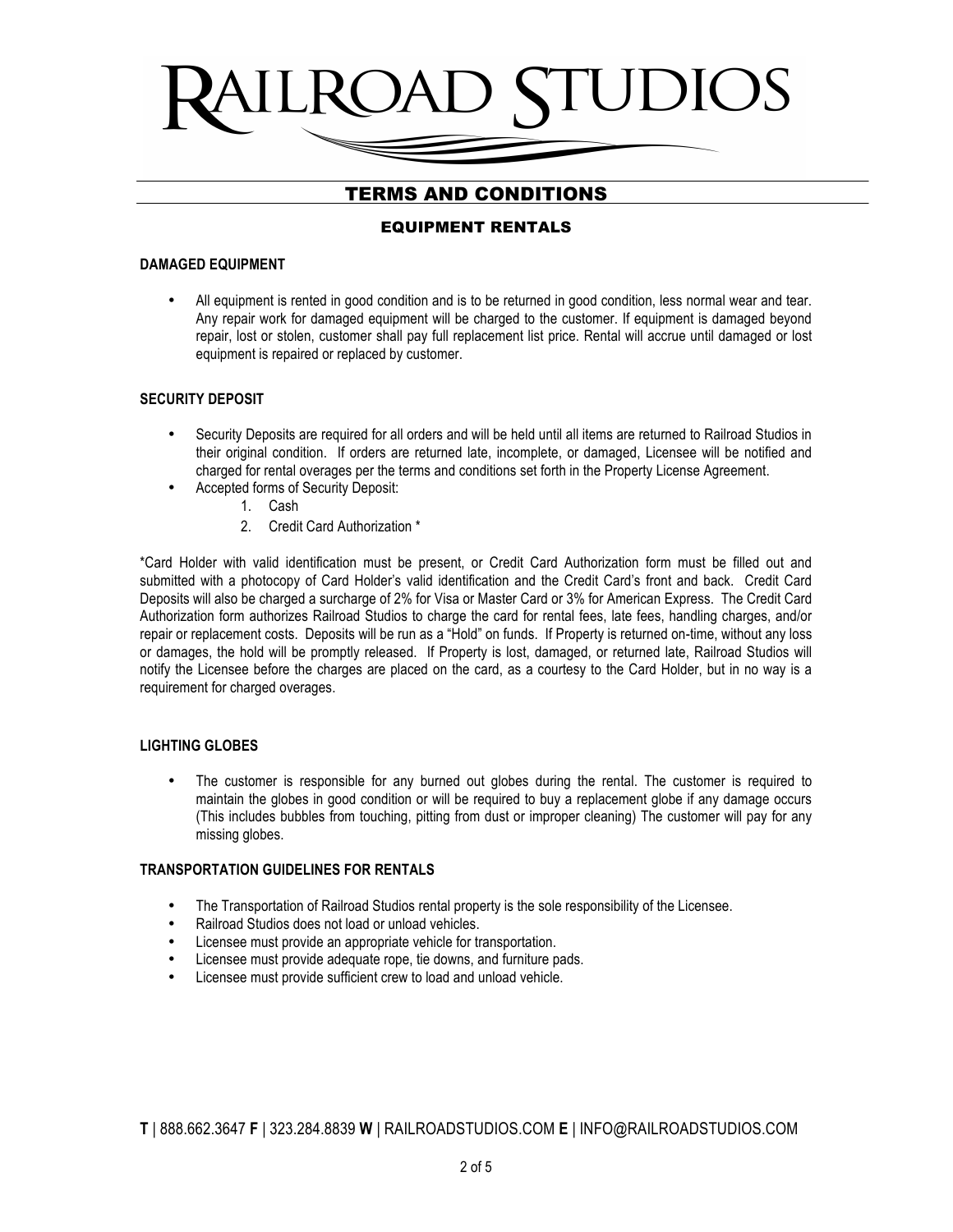# RAILROAD STUDIOS

## TERMS AND CONDITIONS

### EQUIPMENT RENTALS

**DAMAGED EQUIPMENT**

- All equipment is rented in good condition and is to be returned in good condition, less normal wear and tear. Any repair work for damaged equipment will be charged to the customer. If equipment is damaged beyond repair, lost or stolen, customer shall pay full replacement list price. Rental will accrue until damaged or lost equipment is repaired or replaced by customer.

**SECURITY DEPOSIT**

- Security Deposits are required for all orders and will be held until all items are returned to Railroad Studios in their original condition. If orders are returned late, incomplete, or damaged, Licensee will be notified and charged for rental overages per the terms and conditions set forth in the Property License Agreement.
- Accepted forms of Security Deposit:
    1. Cash
    2. Credit Card Authorization *

*Card Holder with valid identification must be present, or Credit Card Authorization form must be filled out and submitted with a photocopy of Card Holder's valid identification and the Credit Card's front and back. Credit Card Deposits will also be charged a surcharge of 2% for Visa or Master Card or 3% for American Express. The Credit Card Authorization form authorizes Railroad Studios to charge the card for rental fees, late fees, handling charges, and/or repair or replacement costs. Deposits will be run as a "Hold" on funds. If Property is returned on-time, without any loss or damages, the hold will be promptly released. If Property is lost, damaged, or returned late, Railroad Studios will notify the Licensee before the charges are placed on the card, as a courtesy to the Card Holder, but in no way is a requirement for charged overages.

**LIGHTING GLOBES**

- The customer is responsible for any burned out globes during the rental. The customer is required to maintain the globes in good condition or will be required to buy a replacement globe if any damage occurs (This includes bubbles from touching, pitting from dust or improper cleaning) The customer will pay for any missing globes.

**TRANSPORTATION GUIDELINES FOR RENTALS**

- The Transportation of Railroad Studios rental property is the sole responsibility of the Licensee.
- Railroad Studios does not load or unload vehicles.
- Licensee must provide an appropriate vehicle for transportation.
- Licensee must provide adequate rope, tie downs, and furniture pads.
- Licensee must provide sufficient crew to load and unload vehicle.

**T** | 888.662.3647 **F** | 323.284.8839 **W** | RAILROADSTUDIOS.COM **E** | INFO@RAILROADSTUDIOS.COM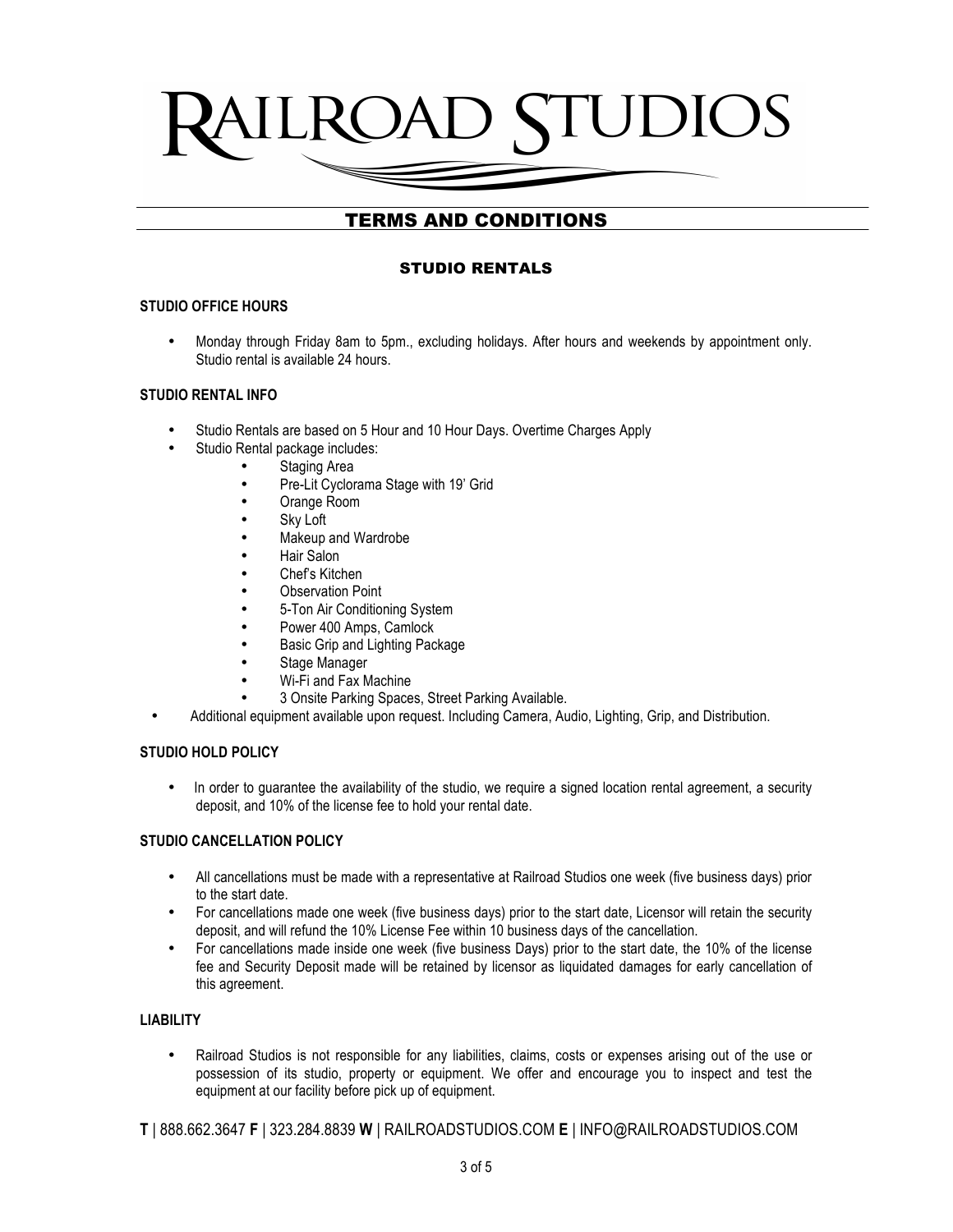# RAILROAD STUDIOS

## TERMS AND CONDITIONS

### STUDIO RENTALS

**STUDIO OFFICE HOURS**

- Monday through Friday 8am to 5pm., excluding holidays. After hours and weekends by appointment only. Studio rental is available 24 hours.

**STUDIO RENTAL INFO**

- Studio Rentals are based on 5 Hour and 10 Hour Days. Overtime Charges Apply
- Studio Rental package includes:
    - Staging Area
    - Pre-Lit Cyclorama Stage with 19' Grid
    - Orange Room
    - Sky Loft
    - Makeup and Wardrobe
    - Hair Salon
    - Chef's Kitchen
    - Observation Point
    - 5-Ton Air Conditioning System
    - Power 400 Amps, Camlock
    - Basic Grip and Lighting Package
    - Stage Manager
    - Wi-Fi and Fax Machine
    - 3 Onsite Parking Spaces, Street Parking Available.
- Additional equipment available upon request. Including Camera, Audio, Lighting, Grip, and Distribution.

**STUDIO HOLD POLICY**

- In order to guarantee the availability of the studio, we require a signed location rental agreement, a security deposit, and 10% of the license fee to hold your rental date.

**STUDIO CANCELLATION POLICY**

- All cancellations must be made with a representative at Railroad Studios one week (five business days) prior to the start date.
- For cancellations made one week (five business days) prior to the start date, Licensor will retain the security deposit, and will refund the 10% License Fee within 10 business days of the cancellation.
- For cancellations made inside one week (five business Days) prior to the start date, the 10% of the license fee and Security Deposit made will be retained by licensor as liquidated damages for early cancellation of this agreement.

**LIABILITY**

- Railroad Studios is not responsible for any liabilities, claims, costs or expenses arising out of the use or possession of its studio, property or equipment. We offer and encourage you to inspect and test the equipment at our facility before pick up of equipment.

**T** | 888.662.3647 **F** | 323.284.8839 **W** | RAILROADSTUDIOS.COM **E** | INFO@RAILROADSTUDIOS.COM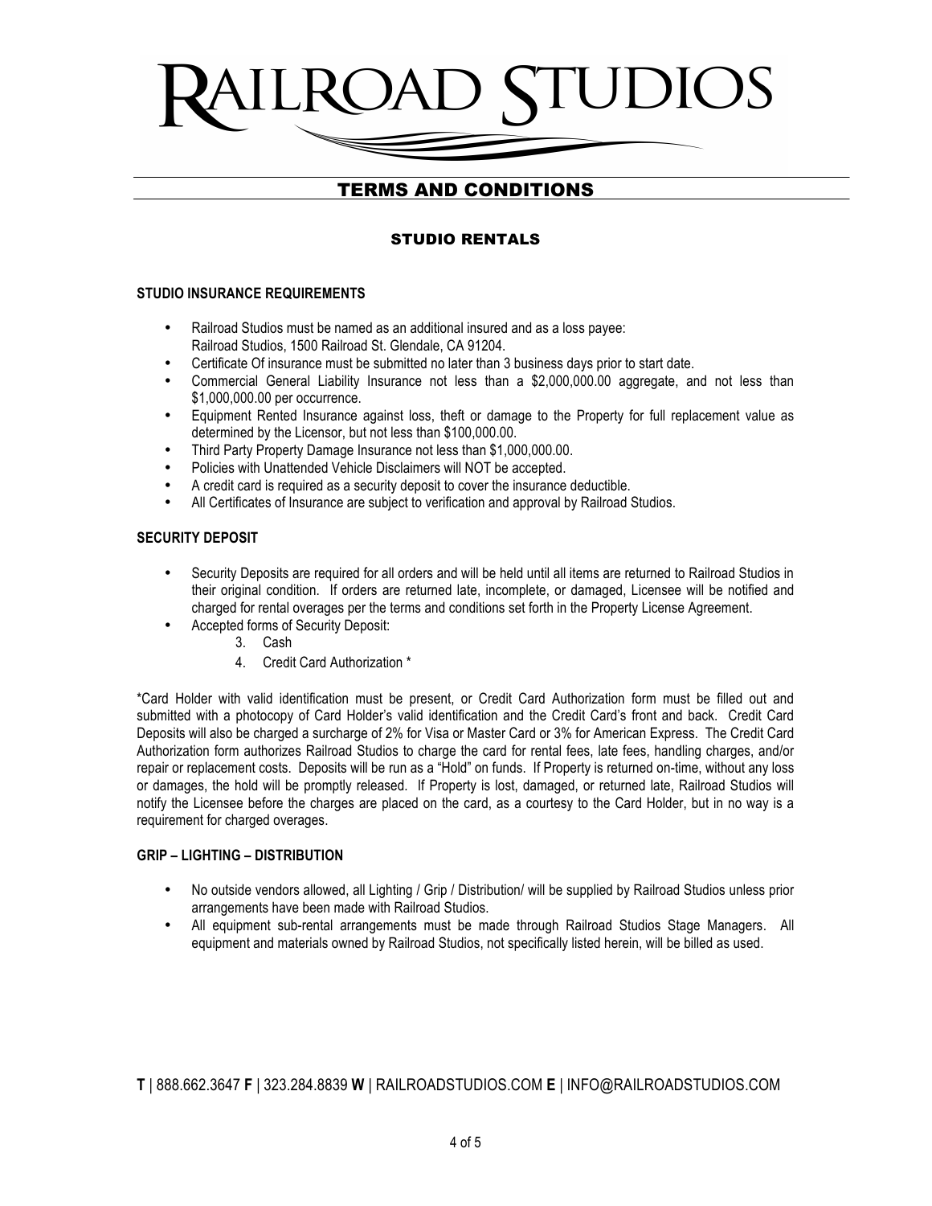# RAILROAD STUDIOS

## TERMS AND CONDITIONS

### STUDIO RENTALS

**STUDIO INSURANCE REQUIREMENTS**

- Railroad Studios must be named as an additional insured and as a loss payee:
  Railroad Studios, 1500 Railroad St. Glendale, CA 91204.
- Certificate Of insurance must be submitted no later than 3 business days prior to start date.
- Commercial General Liability Insurance not less than a $2,000,000.00 aggregate, and not less than $1,000,000.00 per occurrence.
- Equipment Rented Insurance against loss, theft or damage to the Property for full replacement value as determined by the Licensor, but not less than $100,000.00.
- Third Party Property Damage Insurance not less than $1,000,000.00.
- Policies with Unattended Vehicle Disclaimers will NOT be accepted.
- A credit card is required as a security deposit to cover the insurance deductible.
- All Certificates of Insurance are subject to verification and approval by Railroad Studios.

**SECURITY DEPOSIT**

- Security Deposits are required for all orders and will be held until all items are returned to Railroad Studios in their original condition. If orders are returned late, incomplete, or damaged, Licensee will be notified and charged for rental overages per the terms and conditions set forth in the Property License Agreement.
- Accepted forms of Security Deposit:
  3. Cash
  4. Credit Card Authorization *

*Card Holder with valid identification must be present, or Credit Card Authorization form must be filled out and submitted with a photocopy of Card Holder's valid identification and the Credit Card's front and back. Credit Card Deposits will also be charged a surcharge of 2% for Visa or Master Card or 3% for American Express. The Credit Card Authorization form authorizes Railroad Studios to charge the card for rental fees, late fees, handling charges, and/or repair or replacement costs. Deposits will be run as a "Hold" on funds. If Property is returned on-time, without any loss or damages, the hold will be promptly released. If Property is lost, damaged, or returned late, Railroad Studios will notify the Licensee before the charges are placed on the card, as a courtesy to the Card Holder, but in no way is a requirement for charged overages.

**GRIP – LIGHTING – DISTRIBUTION**

- No outside vendors allowed, all Lighting / Grip / Distribution/ will be supplied by Railroad Studios unless prior arrangements have been made with Railroad Studios.
- All equipment sub-rental arrangements must be made through Railroad Studios Stage Managers. All equipment and materials owned by Railroad Studios, not specifically listed herein, will be billed as used.

**T** | 888.662.3647 **F** | 323.284.8839 **W** | RAILROADSTUDIOS.COM **E** | INFO@RAILROADSTUDIOS.COM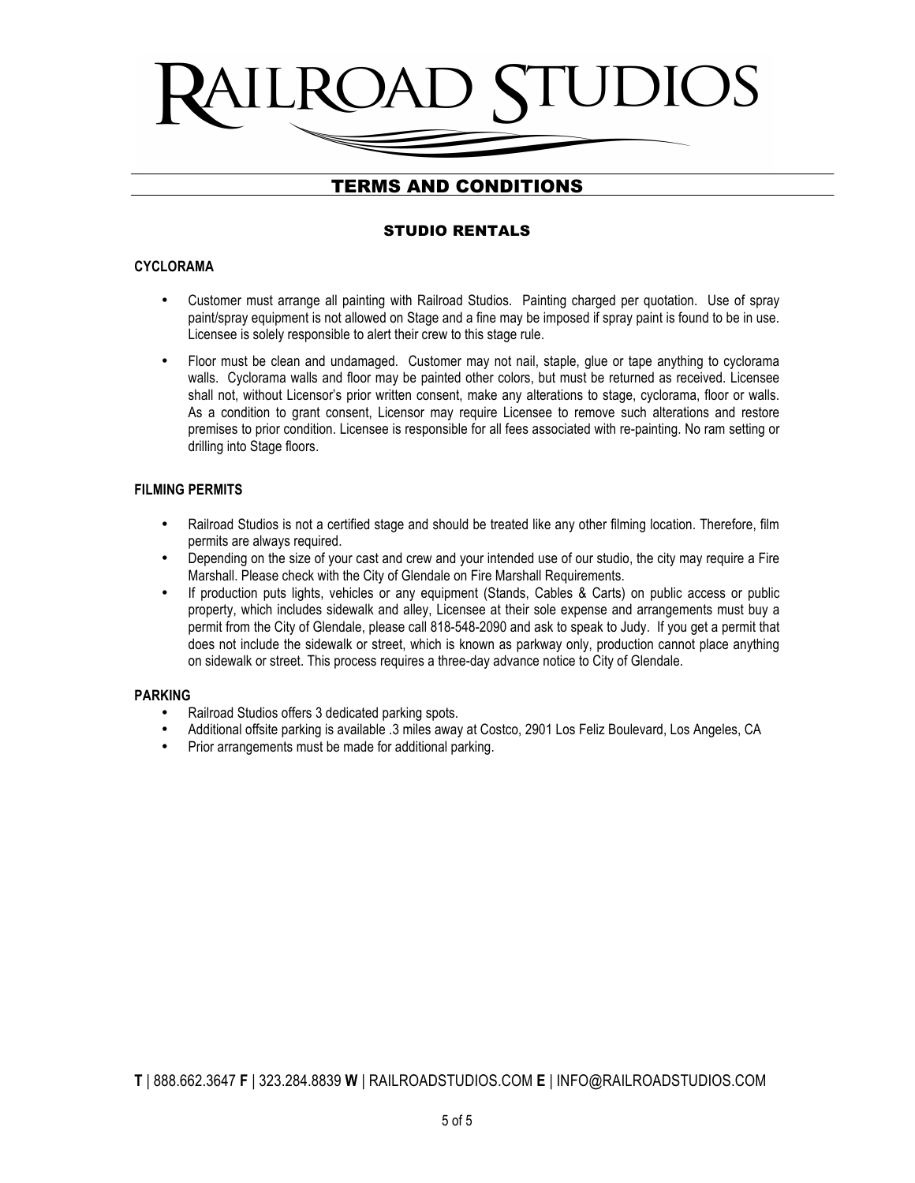# RAILROAD STUDIOS

## TERMS AND CONDITIONS

### STUDIO RENTALS

**CYCLORAMA**

- Customer must arrange all painting with Railroad Studios. Painting charged per quotation. Use of spray paint/spray equipment is not allowed on Stage and a fine may be imposed if spray paint is found to be in use. Licensee is solely responsible to alert their crew to this stage rule.
- Floor must be clean and undamaged. Customer may not nail, staple, glue or tape anything to cyclorama walls. Cyclorama walls and floor may be painted other colors, but must be returned as received. Licensee shall not, without Licensor's prior written consent, make any alterations to stage, cyclorama, floor or walls. As a condition to grant consent, Licensor may require Licensee to remove such alterations and restore premises to prior condition. Licensee is responsible for all fees associated with re-painting. No ram setting or drilling into Stage floors.

**FILMING PERMITS**

- Railroad Studios is not a certified stage and should be treated like any other filming location. Therefore, film permits are always required.
- Depending on the size of your cast and crew and your intended use of our studio, the city may require a Fire Marshall. Please check with the City of Glendale on Fire Marshall Requirements.
- If production puts lights, vehicles or any equipment (Stands, Cables & Carts) on public access or public property, which includes sidewalk and alley, Licensee at their sole expense and arrangements must buy a permit from the City of Glendale, please call 818-548-2090 and ask to speak to Judy. If you get a permit that does not include the sidewalk or street, which is known as parkway only, production cannot place anything on sidewalk or street. This process requires a three-day advance notice to City of Glendale.

**PARKING**

- Railroad Studios offers 3 dedicated parking spots.
- Additional offsite parking is available .3 miles away at Costco, 2901 Los Feliz Boulevard, Los Angeles, CA
- Prior arrangements must be made for additional parking.

**T** | 888.662.3647 **F** | 323.284.8839 **W** | RAILROADSTUDIOS.COM **E** | INFO@RAILROADSTUDIOS.COM